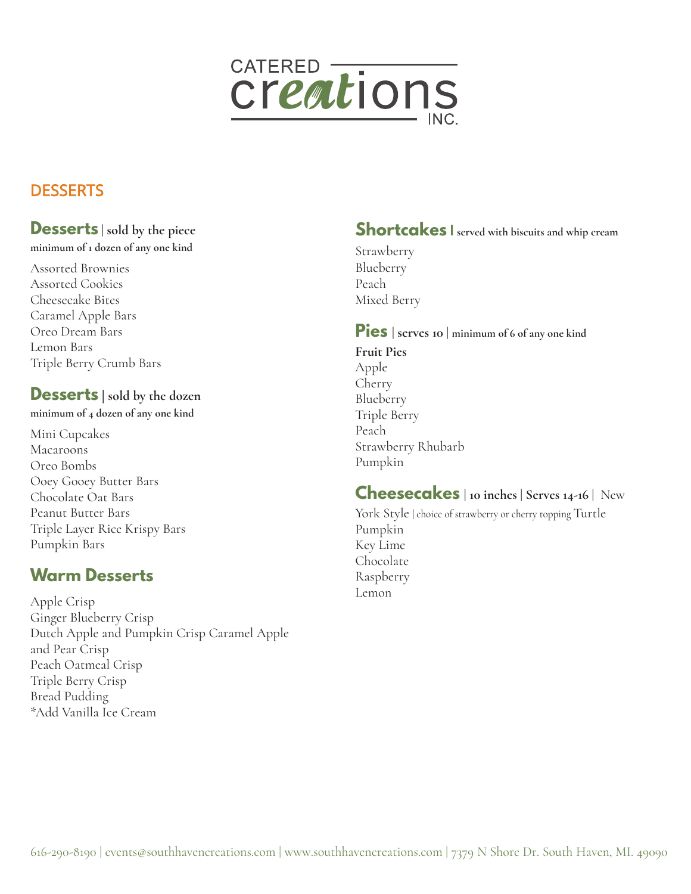# CATERED creations INC.

## DESSERTS

### Desserts | sold by the piece

**minimum of 1 dozen of any one kind**

Assorted Brownies
Assorted Cookies
Cheesecake Bites
Caramel Apple Bars
Oreo Dream Bars
Lemon Bars
Triple Berry Crumb Bars

### Desserts | sold by the dozen

**minimum of 4 dozen of any one kind**

Mini Cupcakes
Macaroons
Oreo Bombs
Ooey Gooey Butter Bars
Chocolate Oat Bars
Peanut Butter Bars
Triple Layer Rice Krispy Bars
Pumpkin Bars

### Warm Desserts

Apple Crisp
Ginger Blueberry Crisp
Dutch Apple and Pumpkin Crisp Caramel Apple and Pear Crisp
Peach Oatmeal Crisp
Triple Berry Crisp
Bread Pudding
*Add Vanilla Ice Cream

### Shortcakes | served with biscuits and whip cream

Strawberry
Blueberry
Peach
Mixed Berry

### Pies | serves 10 | minimum of 6 of any one kind

**Fruit Pies**
Apple
Cherry
Blueberry
Triple Berry
Peach
Strawberry Rhubarb
Pumpkin

### Cheesecakes | 10 inches | Serves 14-16 |

New York Style | choice of strawberry or cherry topping
Turtle
Pumpkin
Key Lime
Chocolate
Raspberry
Lemon

616-290-8190 | events@southhavencreations.com | www.southhavencreations.com | 7379 N Shore Dr. South Haven, MI. 49090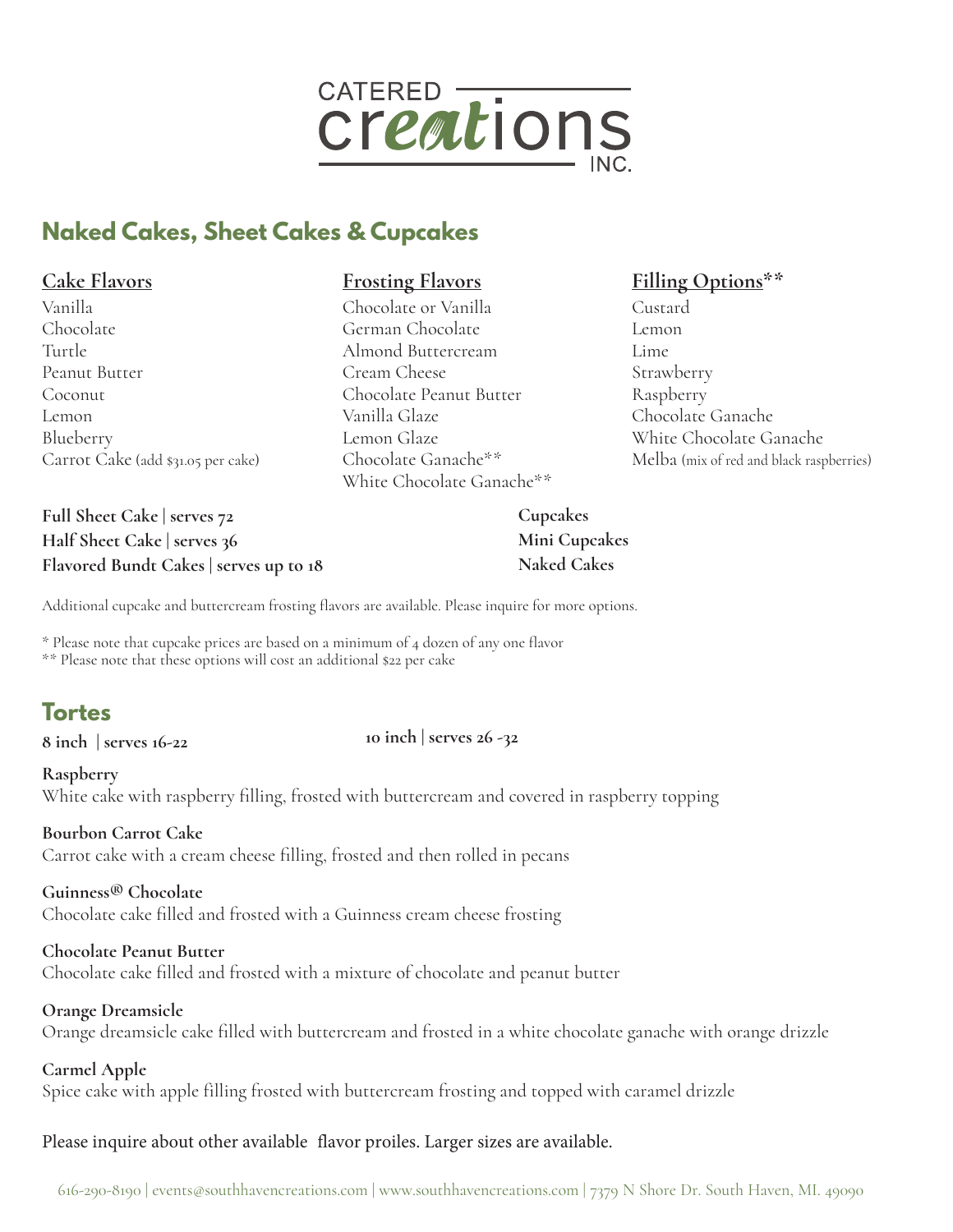CATERED creations INC.

## Naked Cakes, Sheet Cakes & Cupcakes

**Cake Flavors**

Vanilla
Chocolate
Turtle
Peanut Butter
Coconut
Lemon
Blueberry
Carrot Cake (add $31.05 per cake)

**Frosting Flavors**

Chocolate or Vanilla
German Chocolate
Almond Buttercream
Cream Cheese
Chocolate Peanut Butter
Vanilla Glaze
Lemon Glaze
Chocolate Ganache**
White Chocolate Ganache**

**Filling Options****

Custard
Lemon
Lime
Strawberry
Raspberry
Chocolate Ganache
White Chocolate Ganache
Melba (mix of red and black raspberries)

**Full Sheet Cake | serves 72**
**Half Sheet Cake | serves 36**
**Flavored Bundt Cakes | serves up to 18**

**Cupcakes**
**Mini Cupcakes**
**Naked Cakes**

Additional cupcake and buttercream frosting flavors are available. Please inquire for more options.

* Please note that cupcake prices are based on a minimum of 4 dozen of any one flavor
** Please note that these options will cost an additional $22 per cake

## Tortes

**8 inch | serves 16-22**

**10 inch | serves 26 -32**

**Raspberry**
White cake with raspberry filling, frosted with buttercream and covered in raspberry topping

**Bourbon Carrot Cake**
Carrot cake with a cream cheese filling, frosted and then rolled in pecans

**Guinness® Chocolate**
Chocolate cake filled and frosted with a Guinness cream cheese frosting

**Chocolate Peanut Butter**
Chocolate cake filled and frosted with a mixture of chocolate and peanut butter

**Orange Dreamsicle**
Orange dreamsicle cake filled with buttercream and frosted in a white chocolate ganache with orange drizzle

**Carmel Apple**
Spice cake with apple filling frosted with buttercream frosting and topped with caramel drizzle

Please inquire about other available flavor proiles. Larger sizes are available.

616-290-8190 | events@southhavencreations.com | www.southhavencreations.com | 7379 N Shore Dr. South Haven, MI. 49090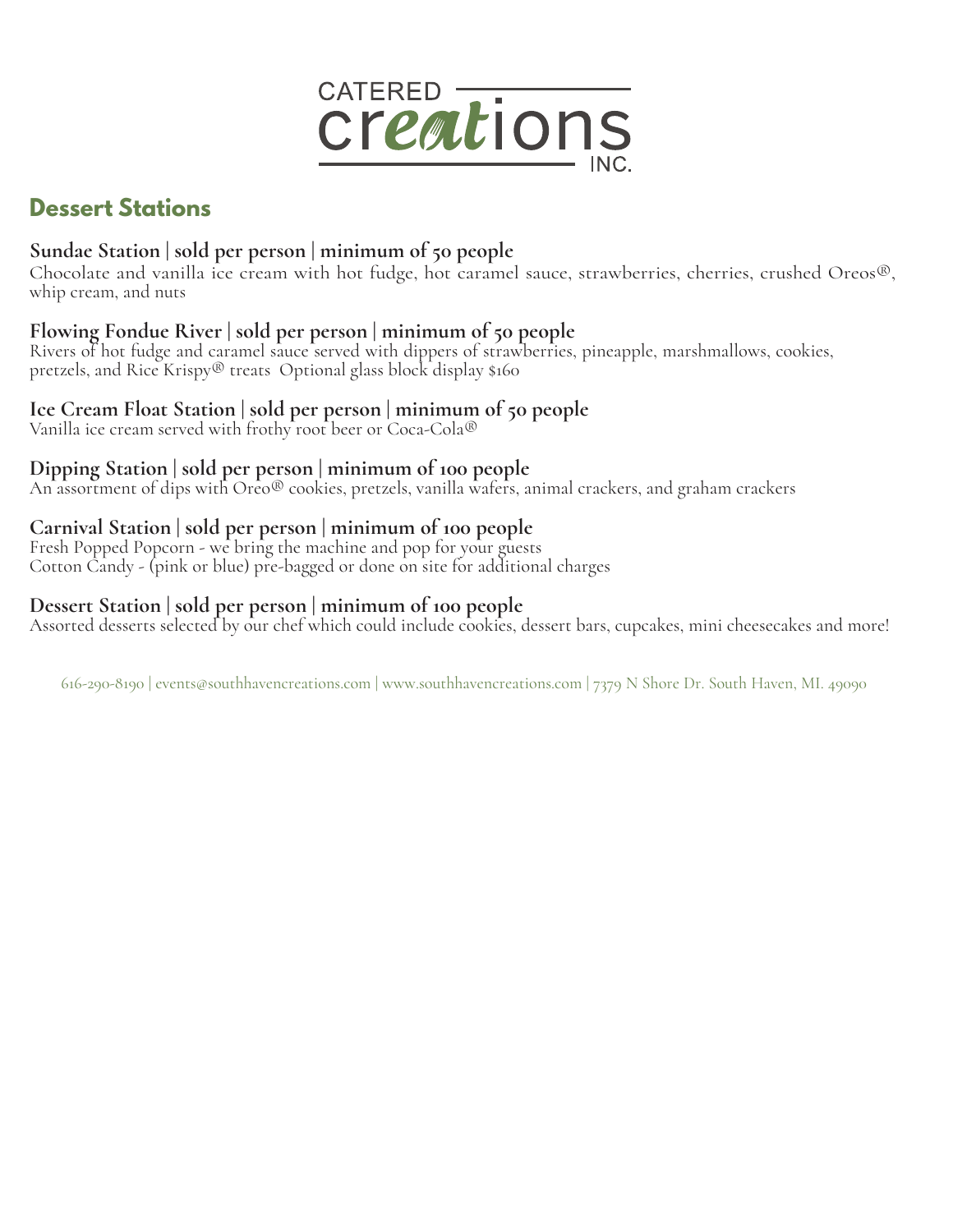CATERED creations INC.

## Dessert Stations

**Sundae Station | sold per person | minimum of 50 people**
Chocolate and vanilla ice cream with hot fudge, hot caramel sauce, strawberries, cherries, crushed Oreos®, whip cream, and nuts

**Flowing Fondue River | sold per person | minimum of 50 people**
Rivers of hot fudge and caramel sauce served with dippers of strawberries, pineapple, marshmallows, cookies, pretzels, and Rice Krispy® treats Optional glass block display $160

**Ice Cream Float Station | sold per person | minimum of 50 people**
Vanilla ice cream served with frothy root beer or Coca-Cola®

**Dipping Station | sold per person | minimum of 100 people**
An assortment of dips with Oreo® cookies, pretzels, vanilla wafers, animal crackers, and graham crackers

**Carnival Station | sold per person | minimum of 100 people**
Fresh Popped Popcorn - we bring the machine and pop for your guests
Cotton Candy - (pink or blue) pre-bagged or done on site for additional charges

**Dessert Station | sold per person | minimum of 100 people**
Assorted desserts selected by our chef which could include cookies, dessert bars, cupcakes, mini cheesecakes and more!

616-290-8190 | events@southhavencreations.com | www.southhavencreations.com | 7379 N Shore Dr. South Haven, MI. 49090